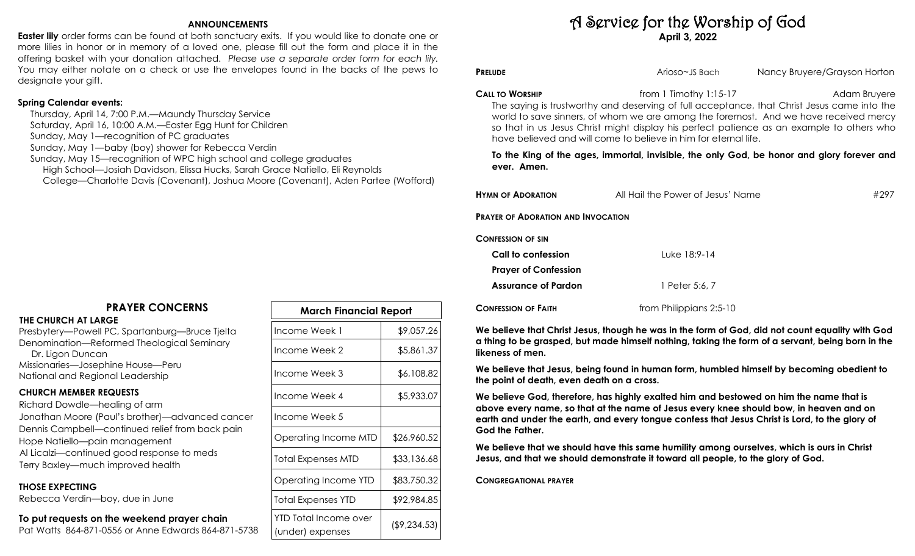## ANNOUNCEMENTS

**Easter lily** order forms can be found at both sanctuary exits. If you would like to donate one or more lilies in honor or in memory of a loved one, please fill out the form and place it in the offering basket with your donation attached. *Please use a separate order form for each lily.* You may either notate on a check or use the envelopes found in the backs of the pews to designate your gift.

**Spring Calendar events:**

Thursday, April 14, 7:00 P.M.—Maundy Thursday Service
Saturday, April 16, 10:00 A.M.—Easter Egg Hunt for Children
Sunday, May 1—recognition of PC graduates
Sunday, May 1—baby (boy) shower for Rebecca Verdin
Sunday, May 15—recognition of WPC high school and college graduates
High School—Josiah Davidson, Elissa Hucks, Sarah Grace Natiello, Eli Reynolds
College—Charlotte Davis (Covenant), Joshua Moore (Covenant), Aden Partee (Wofford)

## PRAYER CONCERNS

### THE CHURCH AT LARGE

Presbytery—Powell PC, Spartanburg—Bruce Tjelta
Denomination—Reformed Theological Seminary
Dr. Ligon Duncan
Missionaries—Josephine House—Peru
National and Regional Leadership

### CHURCH MEMBER REQUESTS

Richard Dowdle—healing of arm
Jonathan Moore (Paul's brother)—advanced cancer
Dennis Campbell—continued relief from back pain
Hope Natiello—pain management
Al Licalzi—continued good response to meds
Terry Baxley—much improved health

### THOSE EXPECTING

Rebecca Verdin—boy, due in June

**To put requests on the weekend prayer chain**
Pat Watts 864-871-0556 or Anne Edwards 864-871-5738

| March Financial Report | |
|---|---|
| Income Week 1 | $9,057.26 |
| Income Week 2 | $5,861.37 |
| Income Week 3 | $6,108.82 |
| Income Week 4 | $5,933.07 |
| Income Week 5 | |
| Operating Income MTD | $26,960.52 |
| Total Expenses MTD | $33,136.68 |
| Operating Income YTD | $83,750.32 |
| Total Expenses YTD | $92,984.85 |
| YTD Total Income over (under) expenses | ($9,234.53) |

# A Service for the Worship of God

**April 3, 2022**

**PRELUDE** — Arioso~JS Bach — Nancy Bruyere/Grayson Horton

**CALL TO WORSHIP** — from 1 Timothy 1:15-17 — Adam Bruyere

The saying is trustworthy and deserving of full acceptance, that Christ Jesus came into the world to save sinners, of whom we are among the foremost. And we have received mercy so that in us Jesus Christ might display his perfect patience as an example to others who have believed and will come to believe in him for eternal life.

**To the King of the ages, immortal, invisible, the only God, be honor and glory forever and ever. Amen.**

**HYMN OF ADORATION** — All Hail the Power of Jesus' Name — #297

**PRAYER OF ADORATION AND INVOCATION**

**CONFESSION OF SIN**

**Call to confession** — Luke 18:9-14

**Prayer of Confession**

**Assurance of Pardon** — 1 Peter 5:6, 7

**CONFESSION OF FAITH** — from Philippians 2:5-10

**We believe that Christ Jesus, though he was in the form of God, did not count equality with God a thing to be grasped, but made himself nothing, taking the form of a servant, being born in the likeness of men.**

**We believe that Jesus, being found in human form, humbled himself by becoming obedient to the point of death, even death on a cross.**

**We believe God, therefore, has highly exalted him and bestowed on him the name that is above every name, so that at the name of Jesus every knee should bow, in heaven and on earth and under the earth, and every tongue confess that Jesus Christ is Lord, to the glory of God the Father.**

**We believe that we should have this same humility among ourselves, which is ours in Christ Jesus, and that we should demonstrate it toward all people, to the glory of God.**

**CONGREGATIONAL PRAYER**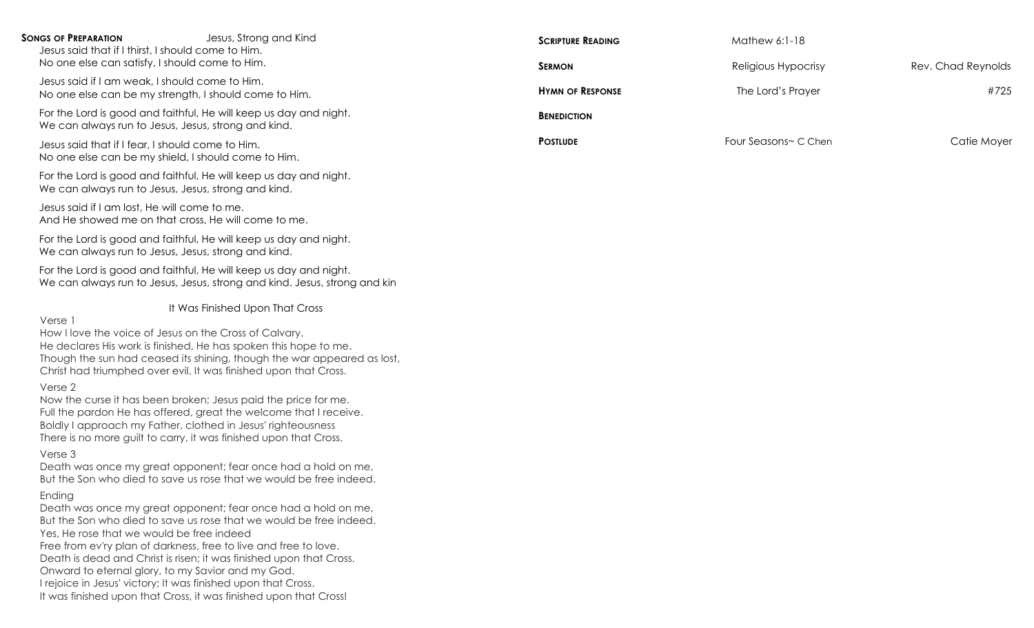**SONGS OF PREPARATION** Jesus, Strong and Kind

Jesus said that if I thirst, I should come to Him.
No one else can satisfy, I should come to Him.

Jesus said if I am weak, I should come to Him.
No one else can be my strength, I should come to Him.

For the Lord is good and faithful, He will keep us day and night.
We can always run to Jesus, Jesus, strong and kind.

Jesus said that if I fear, I should come to Him.
No one else can be my shield, I should come to Him.

For the Lord is good and faithful, He will keep us day and night.
We can always run to Jesus, Jesus, strong and kind.

Jesus said if I am lost, He will come to me.
And He showed me on that cross, He will come to me.

For the Lord is good and faithful, He will keep us day and night.
We can always run to Jesus, Jesus, strong and kind.

For the Lord is good and faithful, He will keep us day and night.
We can always run to Jesus, Jesus, strong and kind. Jesus, strong and kin

It Was Finished Upon That Cross

Verse 1
How I love the voice of Jesus on the Cross of Calvary.
He declares His work is finished, He has spoken this hope to me.
Though the sun had ceased its shining, though the war appeared as lost,
Christ had triumphed over evil. It was finished upon that Cross.

Verse 2
Now the curse it has been broken; Jesus paid the price for me.
Full the pardon He has offered, great the welcome that I receive.
Boldly I approach my Father, clothed in Jesus' righteousness
There is no more guilt to carry, it was finished upon that Cross.

Verse 3
Death was once my great opponent; fear once had a hold on me,
But the Son who died to save us rose that we would be free indeed.

Ending
Death was once my great opponent; fear once had a hold on me,
But the Son who died to save us rose that we would be free indeed.
Yes, He rose that we would be free indeed
Free from ev'ry plan of darkness, free to live and free to love.
Death is dead and Christ is risen; it was finished upon that Cross.
Onward to eternal glory, to my Savior and my God.
I rejoice in Jesus' victory; It was finished upon that Cross.
It was finished upon that Cross, it was finished upon that Cross!

**SCRIPTURE READING** Mathew 6:1-18

**SERMON** Religious Hypocrisy Rev. Chad Reynolds

**HYMN OF RESPONSE** The Lord's Prayer #725

**BENEDICTION**

**POSTLUDE** Four Seasons~ C Chen Catie Moyer